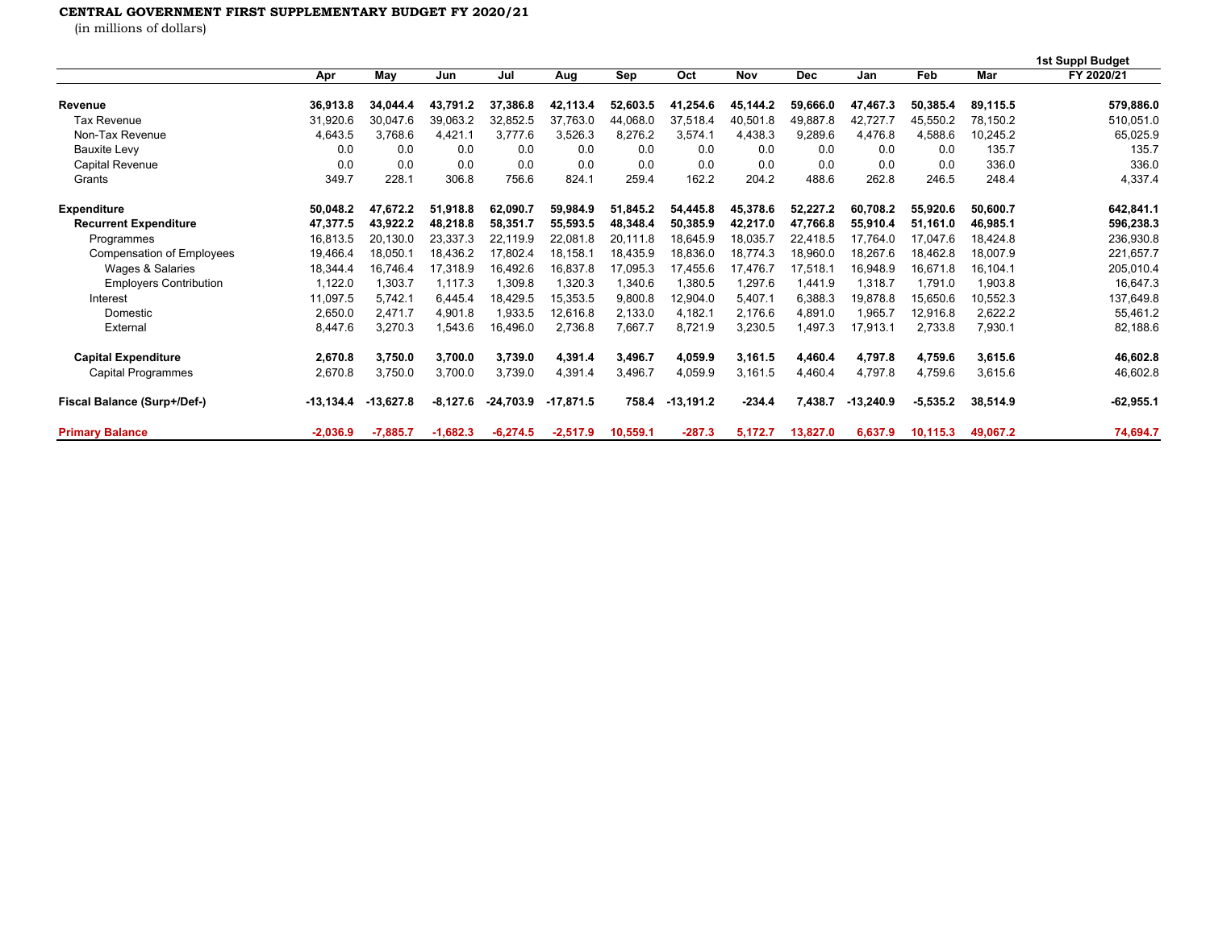**CENTRAL GOVERNMENT FIRST SUPPLEMENTARY BUDGET FY 2020/21**

(in millions of dollars)

| | Apr | May | Jun | Jul | Aug | Sep | Oct | Nov | Dec | Jan | Feb | Mar | 1st Suppl Budget FY 2020/21 |
|---|---|---|---|---|---|---|---|---|---|---|---|---|---|
| **Revenue** | **36,913.8** | **34,044.4** | **43,791.2** | **37,386.8** | **42,113.4** | **52,603.5** | **41,254.6** | **45,144.2** | **59,666.0** | **47,467.3** | **50,385.4** | **89,115.5** | **579,886.0** |
| Tax Revenue | 31,920.6 | 30,047.6 | 39,063.2 | 32,852.5 | 37,763.0 | 44,068.0 | 37,518.4 | 40,501.8 | 49,887.8 | 42,727.7 | 45,550.2 | 78,150.2 | 510,051.0 |
| Non-Tax Revenue | 4,643.5 | 3,768.6 | 4,421.1 | 3,777.6 | 3,526.3 | 8,276.2 | 3,574.1 | 4,438.3 | 9,289.6 | 4,476.8 | 4,588.6 | 10,245.2 | 65,025.9 |
| Bauxite Levy | 0.0 | 0.0 | 0.0 | 0.0 | 0.0 | 0.0 | 0.0 | 0.0 | 0.0 | 0.0 | 0.0 | 135.7 | 135.7 |
| Capital Revenue | 0.0 | 0.0 | 0.0 | 0.0 | 0.0 | 0.0 | 0.0 | 0.0 | 0.0 | 0.0 | 0.0 | 336.0 | 336.0 |
| Grants | 349.7 | 228.1 | 306.8 | 756.6 | 824.1 | 259.4 | 162.2 | 204.2 | 488.6 | 262.8 | 246.5 | 248.4 | 4,337.4 |
| **Expenditure** | **50,048.2** | **47,672.2** | **51,918.8** | **62,090.7** | **59,984.9** | **51,845.2** | **54,445.8** | **45,378.6** | **52,227.2** | **60,708.2** | **55,920.6** | **50,600.7** | **642,841.1** |
| **Recurrent Expenditure** | **47,377.5** | **43,922.2** | **48,218.8** | **58,351.7** | **55,593.5** | **48,348.4** | **50,385.9** | **42,217.0** | **47,766.8** | **55,910.4** | **51,161.0** | **46,985.1** | **596,238.3** |
| Programmes | 16,813.5 | 20,130.0 | 23,337.3 | 22,119.9 | 22,081.8 | 20,111.8 | 18,645.9 | 18,035.7 | 22,418.5 | 17,764.0 | 17,047.6 | 18,424.8 | 236,930.8 |
| Compensation of Employees | 19,466.4 | 18,050.1 | 18,436.2 | 17,802.4 | 18,158.1 | 18,435.9 | 18,836.0 | 18,774.3 | 18,960.0 | 18,267.6 | 18,462.8 | 18,007.9 | 221,657.7 |
| Wages & Salaries | 18,344.4 | 16,746.4 | 17,318.9 | 16,492.6 | 16,837.8 | 17,095.3 | 17,455.6 | 17,476.7 | 17,518.1 | 16,948.9 | 16,671.8 | 16,104.1 | 205,010.4 |
| Employers Contribution | 1,122.0 | 1,303.7 | 1,117.3 | 1,309.8 | 1,320.3 | 1,340.6 | 1,380.5 | 1,297.6 | 1,441.9 | 1,318.7 | 1,791.0 | 1,903.8 | 16,647.3 |
| Interest | 11,097.5 | 5,742.1 | 6,445.4 | 18,429.5 | 15,353.5 | 9,800.8 | 12,904.0 | 5,407.1 | 6,388.3 | 19,878.8 | 15,650.6 | 10,552.3 | 137,649.8 |
| Domestic | 2,650.0 | 2,471.7 | 4,901.8 | 1,933.5 | 12,616.8 | 2,133.0 | 4,182.1 | 2,176.6 | 4,891.0 | 1,965.7 | 12,916.8 | 2,622.2 | 55,461.2 |
| External | 8,447.6 | 3,270.3 | 1,543.6 | 16,496.0 | 2,736.8 | 7,667.7 | 8,721.9 | 3,230.5 | 1,497.3 | 17,913.1 | 2,733.8 | 7,930.1 | 82,188.6 |
| **Capital Expenditure** | **2,670.8** | **3,750.0** | **3,700.0** | **3,739.0** | **4,391.4** | **3,496.7** | **4,059.9** | **3,161.5** | **4,460.4** | **4,797.8** | **4,759.6** | **3,615.6** | **46,602.8** |
| Capital Programmes | 2,670.8 | 3,750.0 | 3,700.0 | 3,739.0 | 4,391.4 | 3,496.7 | 4,059.9 | 3,161.5 | 4,460.4 | 4,797.8 | 4,759.6 | 3,615.6 | 46,602.8 |
| **Fiscal Balance (Surp+/Def-)** | **-13,134.4** | **-13,627.8** | **-8,127.6** | **-24,703.9** | **-17,871.5** | **758.4** | **-13,191.2** | **-234.4** | **7,438.7** | **-13,240.9** | **-5,535.2** | **38,514.9** | **-62,955.1** |
| **Primary Balance** | **-2,036.9** | **-7,885.7** | **-1,682.3** | **-6,274.5** | **-2,517.9** | **10,559.1** | **-287.3** | **5,172.7** | **13,827.0** | **6,637.9** | **10,115.3** | **49,067.2** | **74,694.7** |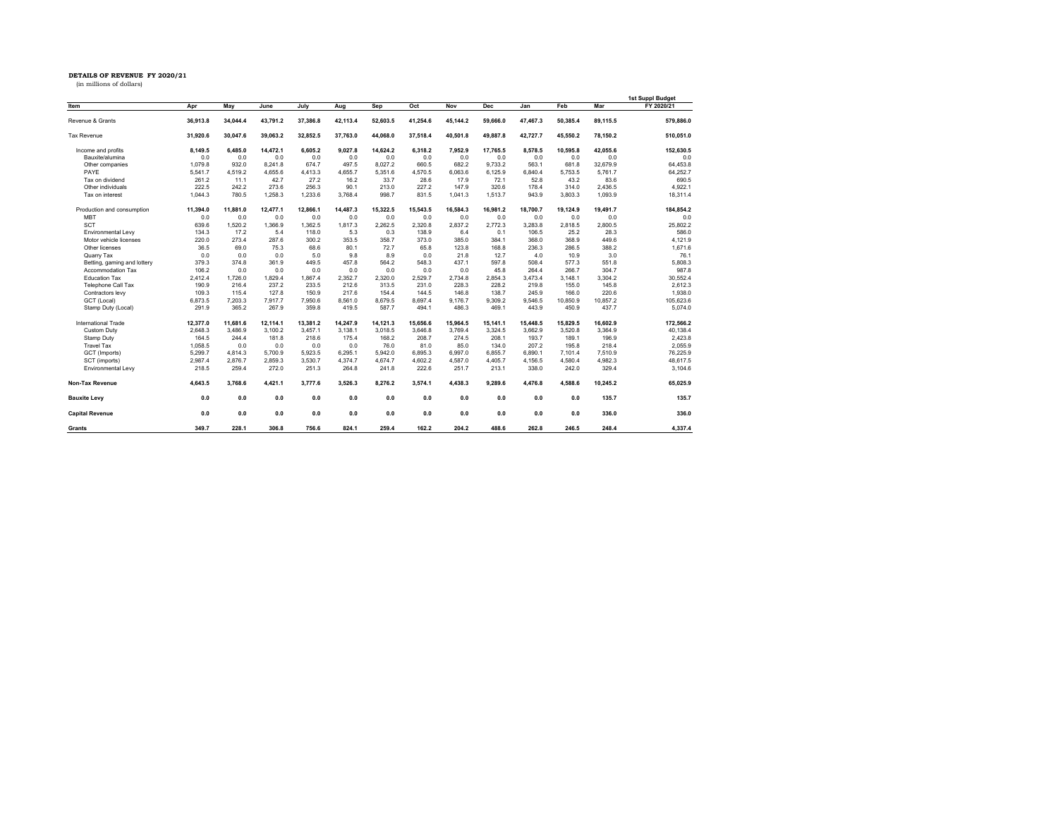**DETAILS OF REVENUE FY 2020/21**
(in millions of dollars)

| Item | Apr | May | June | July | Aug | Sep | Oct | Nov | Dec | Jan | Feb | Mar | 1st Suppl Budget FY 2020/21 |
|---|---|---|---|---|---|---|---|---|---|---|---|---|---|
| Revenue & Grants | **36,913.8** | **34,044.4** | **43,791.2** | **37,386.8** | **42,113.4** | **52,603.5** | **41,254.6** | **45,144.2** | **59,666.0** | **47,467.3** | **50,385.4** | **89,115.5** | **579,886.0** |
| Tax Revenue | **31,920.6** | **30,047.6** | **39,063.2** | **32,852.5** | **37,763.0** | **44,068.0** | **37,518.4** | **40,501.8** | **49,887.8** | **42,727.7** | **45,550.2** | **78,150.2** | **510,051.0** |
| Income and profits | **8,149.5** | **6,485.0** | **14,472.1** | **6,605.2** | **9,027.8** | **14,624.2** | **6,318.2** | **7,952.9** | **17,765.5** | **8,578.5** | **10,595.8** | **42,055.6** | **152,630.5** |
| Bauxite/alumina | 0.0 | 0.0 | 0.0 | 0.0 | 0.0 | 0.0 | 0.0 | 0.0 | 0.0 | 0.0 | 0.0 | 0.0 | 0.0 |
| Other companies | 1,079.8 | 932.0 | 8,241.8 | 674.7 | 497.5 | 8,027.2 | 660.5 | 682.2 | 9,733.2 | 563.1 | 681.8 | 32,679.9 | 64,453.8 |
| PAYE | 5,541.7 | 4,519.2 | 4,655.6 | 4,413.3 | 4,655.7 | 5,351.6 | 4,570.5 | 6,063.6 | 6,125.9 | 6,840.4 | 5,753.5 | 5,761.7 | 64,252.7 |
| Tax on dividend | 261.2 | 11.1 | 42.7 | 27.2 | 16.2 | 33.7 | 28.6 | 17.9 | 72.1 | 52.8 | 43.2 | 83.6 | 690.5 |
| Other individuals | 222.5 | 242.2 | 273.6 | 256.3 | 90.1 | 213.0 | 227.2 | 147.9 | 320.6 | 178.4 | 314.0 | 2,436.5 | 4,922.1 |
| Tax on interest | 1,044.3 | 780.5 | 1,258.3 | 1,233.6 | 3,768.4 | 998.7 | 831.5 | 1,041.3 | 1,513.7 | 943.9 | 3,803.3 | 1,093.9 | 18,311.4 |
| Production and consumption | **11,394.0** | **11,881.0** | **12,477.1** | **12,866.1** | **14,487.3** | **15,322.5** | **15,543.5** | **16,584.3** | **16,981.2** | **18,700.7** | **19,124.9** | **19,491.7** | **184,854.2** |
| MBT | 0.0 | 0.0 | 0.0 | 0.0 | 0.0 | 0.0 | 0.0 | 0.0 | 0.0 | 0.0 | 0.0 | 0.0 | 0.0 |
| SCT | 639.6 | 1,520.2 | 1,366.9 | 1,362.5 | 1,817.3 | 2,262.5 | 2,320.8 | 2,837.2 | 2,772.3 | 3,283.8 | 2,818.5 | 2,800.5 | 25,802.2 |
| Environmental Levy | 134.3 | 17.2 | 5.4 | 118.0 | 5.3 | 0.3 | 138.9 | 6.4 | 0.1 | 106.5 | 25.2 | 28.3 | 586.0 |
| Motor vehicle licenses | 220.0 | 273.4 | 287.6 | 300.2 | 353.5 | 358.7 | 373.0 | 385.0 | 384.1 | 368.0 | 368.9 | 449.6 | 4,121.9 |
| Other licenses | 36.5 | 69.0 | 75.3 | 68.6 | 80.1 | 72.7 | 65.8 | 123.8 | 168.8 | 236.3 | 286.5 | 388.2 | 1,671.6 |
| Quarry Tax | 0.0 | 0.0 | 0.0 | 5.0 | 9.8 | 8.9 | 0.0 | 21.8 | 12.7 | 4.0 | 10.9 | 3.0 | 76.1 |
| Betting, gaming and lottery | 379.3 | 374.8 | 361.9 | 449.5 | 457.8 | 564.2 | 548.3 | 437.1 | 597.8 | 508.4 | 577.3 | 551.8 | 5,808.3 |
| Accommodation Tax | 106.2 | 0.0 | 0.0 | 0.0 | 0.0 | 0.0 | 0.0 | 0.0 | 45.8 | 264.4 | 266.7 | 304.7 | 987.8 |
| Education Tax | 2,412.4 | 1,726.0 | 1,829.4 | 1,867.4 | 2,352.7 | 2,320.0 | 2,529.7 | 2,734.8 | 2,854.3 | 3,473.4 | 3,148.1 | 3,304.2 | 30,552.4 |
| Telephone Call Tax | 190.9 | 216.4 | 237.2 | 233.5 | 212.6 | 313.5 | 231.0 | 228.3 | 228.2 | 219.8 | 155.0 | 145.8 | 2,612.3 |
| Contractors levy | 109.3 | 115.4 | 127.8 | 150.9 | 217.6 | 154.4 | 144.5 | 146.8 | 138.7 | 245.9 | 166.0 | 220.6 | 1,938.0 |
| GCT (Local) | 6,873.5 | 7,203.3 | 7,917.7 | 7,950.6 | 8,561.0 | 8,679.5 | 8,697.4 | 9,176.7 | 9,309.2 | 9,546.5 | 10,850.9 | 10,857.2 | 105,623.6 |
| Stamp Duty (Local) | 291.9 | 365.2 | 267.9 | 359.8 | 419.5 | 587.7 | 494.1 | 486.3 | 469.1 | 443.9 | 450.9 | 437.7 | 5,074.0 |
| International Trade | **12,377.0** | **11,681.6** | **12,114.1** | **13,381.2** | **14,247.9** | **14,121.3** | **15,656.6** | **15,964.5** | **15,141.1** | **15,448.5** | **15,829.5** | **16,602.9** | **172,566.2** |
| Custom Duty | 2,648.3 | 3,486.9 | 3,100.2 | 3,457.1 | 3,138.1 | 3,018.5 | 3,646.8 | 3,769.4 | 3,324.5 | 3,662.9 | 3,520.8 | 3,364.9 | 40,138.4 |
| Stamp Duty | 164.5 | 244.4 | 181.8 | 218.6 | 175.4 | 168.2 | 208.7 | 274.5 | 208.1 | 193.7 | 189.1 | 196.9 | 2,423.8 |
| Travel Tax | 1,058.5 | 0.0 | 0.0 | 0.0 | 0.0 | 76.0 | 81.0 | 85.0 | 134.0 | 207.2 | 195.8 | 218.4 | 2,055.9 |
| GCT (Imports) | 5,299.7 | 4,814.3 | 5,700.9 | 5,923.5 | 6,295.1 | 5,942.0 | 6,895.3 | 6,997.0 | 6,855.7 | 6,890.1 | 7,101.4 | 7,510.9 | 76,225.9 |
| SCT (imports) | 2,987.4 | 2,876.7 | 2,859.3 | 3,530.7 | 4,374.7 | 4,674.7 | 4,602.2 | 4,587.0 | 4,405.7 | 4,156.5 | 4,580.4 | 4,982.3 | 48,617.5 |
| Environmental Levy | 218.5 | 259.4 | 272.0 | 251.3 | 264.8 | 241.8 | 222.6 | 251.7 | 213.1 | 338.0 | 242.0 | 329.4 | 3,104.6 |
| **Non-Tax Revenue** | **4,643.5** | **3,768.6** | **4,421.1** | **3,777.6** | **3,526.3** | **8,276.2** | **3,574.1** | **4,438.3** | **9,289.6** | **4,476.8** | **4,588.6** | **10,245.2** | **65,025.9** |
| **Bauxite Levy** | **0.0** | **0.0** | **0.0** | **0.0** | **0.0** | **0.0** | **0.0** | **0.0** | **0.0** | **0.0** | **0.0** | **135.7** | **135.7** |
| **Capital Revenue** | **0.0** | **0.0** | **0.0** | **0.0** | **0.0** | **0.0** | **0.0** | **0.0** | **0.0** | **0.0** | **0.0** | **336.0** | **336.0** |
| **Grants** | **349.7** | **228.1** | **306.8** | **756.6** | **824.1** | **259.4** | **162.2** | **204.2** | **488.6** | **262.8** | **246.5** | **248.4** | **4,337.4** |